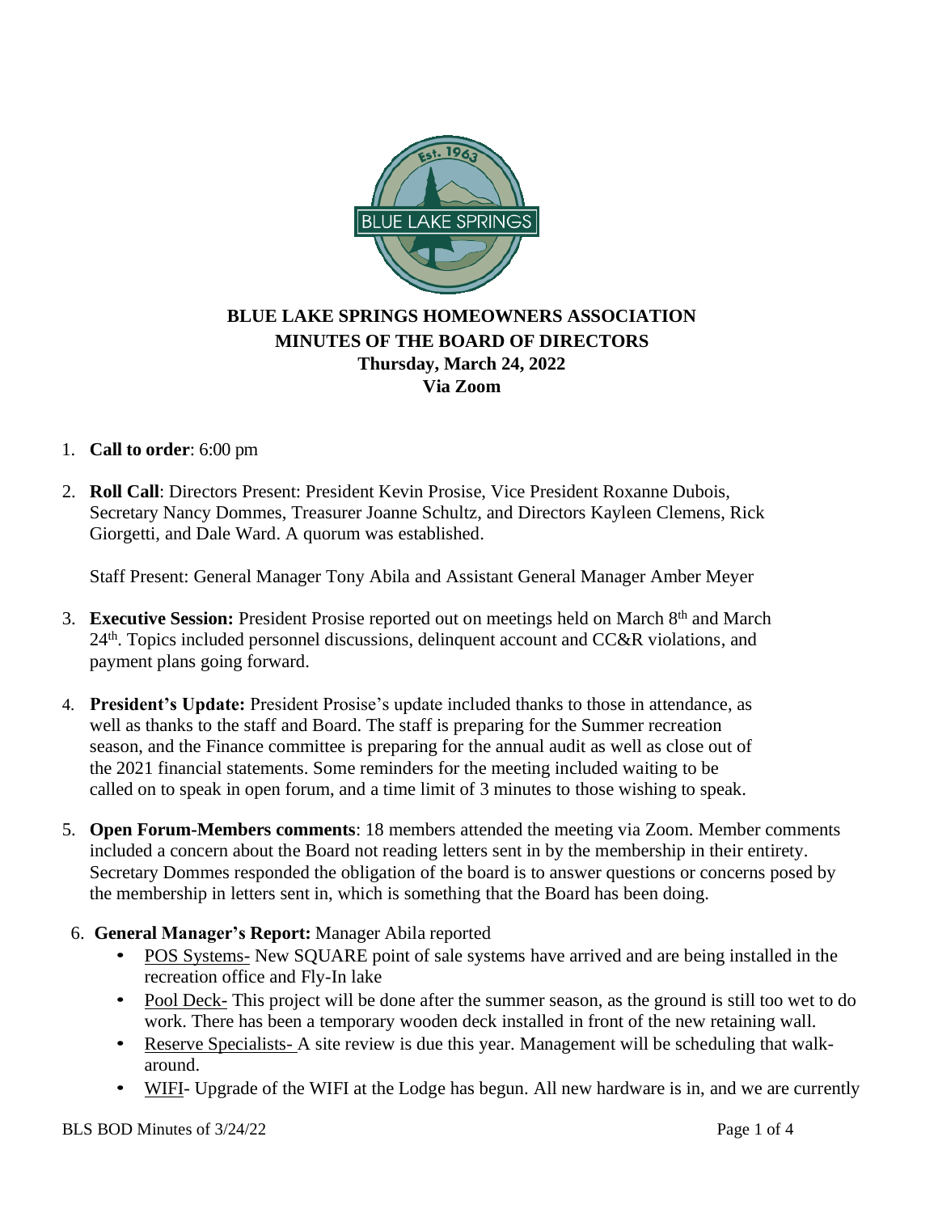# BLUE LAKE SPRINGS HOMEOWNERS ASSOCIATION
## MINUTES OF THE BOARD OF DIRECTORS
### Thursday, March 24, 2022
### Via Zoom

1. **Call to order**: 6:00 pm

2. **Roll Call**: Directors Present: President Kevin Prosise, Vice President Roxanne Dubois, Secretary Nancy Dommes, Treasurer Joanne Schultz, and Directors Kayleen Clemens, Rick Giorgetti, and Dale Ward. A quorum was established.

   Staff Present: General Manager Tony Abila and Assistant General Manager Amber Meyer

3. **Executive Session:** President Prosise reported out on meetings held on March 8th and March 24th. Topics included personnel discussions, delinquent account and CC&R violations, and payment plans going forward.

4. **President's Update:** President Prosise's update included thanks to those in attendance, as well as thanks to the staff and Board. The staff is preparing for the Summer recreation season, and the Finance committee is preparing for the annual audit as well as close out of the 2021 financial statements. Some reminders for the meeting included waiting to be called on to speak in open forum, and a time limit of 3 minutes to those wishing to speak.

5. **Open Forum-Members comments**: 18 members attended the meeting via Zoom. Member comments included a concern about the Board not reading letters sent in by the membership in their entirety. Secretary Dommes responded the obligation of the board is to answer questions or concerns posed by the membership in letters sent in, which is something that the Board has been doing.

6. **General Manager's Report:** Manager Abila reported
   - POS Systems- New SQUARE point of sale systems have arrived and are being installed in the recreation office and Fly-In lake
   - Pool Deck- This project will be done after the summer season, as the ground is still too wet to do work. There has been a temporary wooden deck installed in front of the new retaining wall.
   - Reserve Specialists- A site review is due this year. Management will be scheduling that walk-around.
   - WIFI- Upgrade of the WIFI at the Lodge has begun. All new hardware is in, and we are currently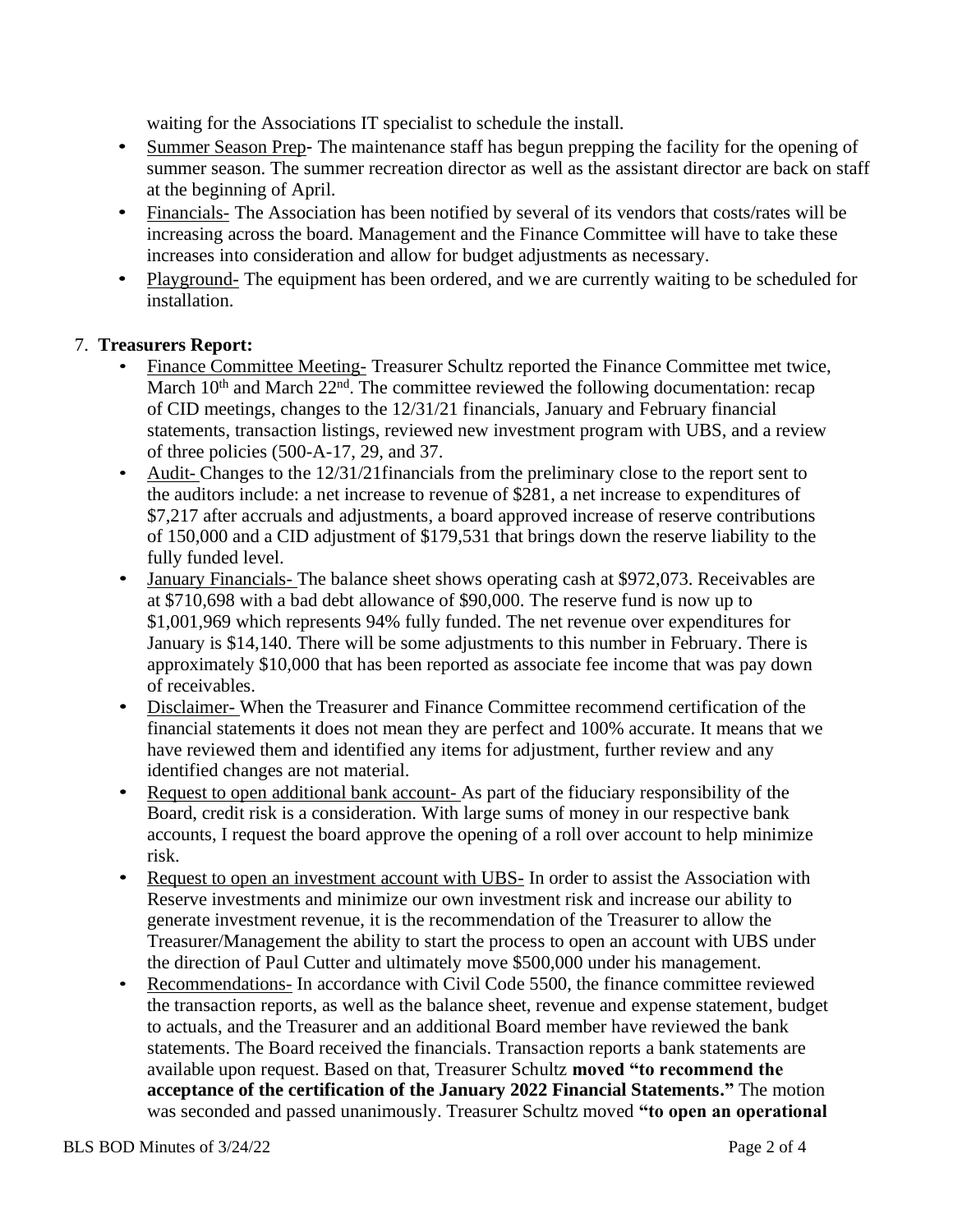waiting for the Associations IT specialist to schedule the install.

- Summer Season Prep- The maintenance staff has begun prepping the facility for the opening of summer season. The summer recreation director as well as the assistant director are back on staff at the beginning of April.
- Financials- The Association has been notified by several of its vendors that costs/rates will be increasing across the board. Management and the Finance Committee will have to take these increases into consideration and allow for budget adjustments as necessary.
- Playground- The equipment has been ordered, and we are currently waiting to be scheduled for installation.

7. **Treasurers Report:**
   - Finance Committee Meeting- Treasurer Schultz reported the Finance Committee met twice, March 10th and March 22nd. The committee reviewed the following documentation: recap of CID meetings, changes to the 12/31/21 financials, January and February financial statements, transaction listings, reviewed new investment program with UBS, and a review of three policies (500-A-17, 29, and 37.
   - Audit- Changes to the 12/31/21financials from the preliminary close to the report sent to the auditors include: a net increase to revenue of $281, a net increase to expenditures of $7,217 after accruals and adjustments, a board approved increase of reserve contributions of 150,000 and a CID adjustment of $179,531 that brings down the reserve liability to the fully funded level.
   - January Financials- The balance sheet shows operating cash at $972,073. Receivables are at $710,698 with a bad debt allowance of $90,000. The reserve fund is now up to $1,001,969 which represents 94% fully funded. The net revenue over expenditures for January is $14,140. There will be some adjustments to this number in February. There is approximately $10,000 that has been reported as associate fee income that was pay down of receivables.
   - Disclaimer- When the Treasurer and Finance Committee recommend certification of the financial statements it does not mean they are perfect and 100% accurate. It means that we have reviewed them and identified any items for adjustment, further review and any identified changes are not material.
   - Request to open additional bank account- As part of the fiduciary responsibility of the Board, credit risk is a consideration. With large sums of money in our respective bank accounts, I request the board approve the opening of a roll over account to help minimize risk.
   - Request to open an investment account with UBS- In order to assist the Association with Reserve investments and minimize our own investment risk and increase our ability to generate investment revenue, it is the recommendation of the Treasurer to allow the Treasurer/Management the ability to start the process to open an account with UBS under the direction of Paul Cutter and ultimately move $500,000 under his management.
   - Recommendations- In accordance with Civil Code 5500, the finance committee reviewed the transaction reports, as well as the balance sheet, revenue and expense statement, budget to actuals, and the Treasurer and an additional Board member have reviewed the bank statements. The Board received the financials. Transaction reports a bank statements are available upon request. Based on that, Treasurer Schultz **moved "to recommend the acceptance of the certification of the January 2022 Financial Statements."** The motion was seconded and passed unanimously. Treasurer Schultz moved **"to open an operational**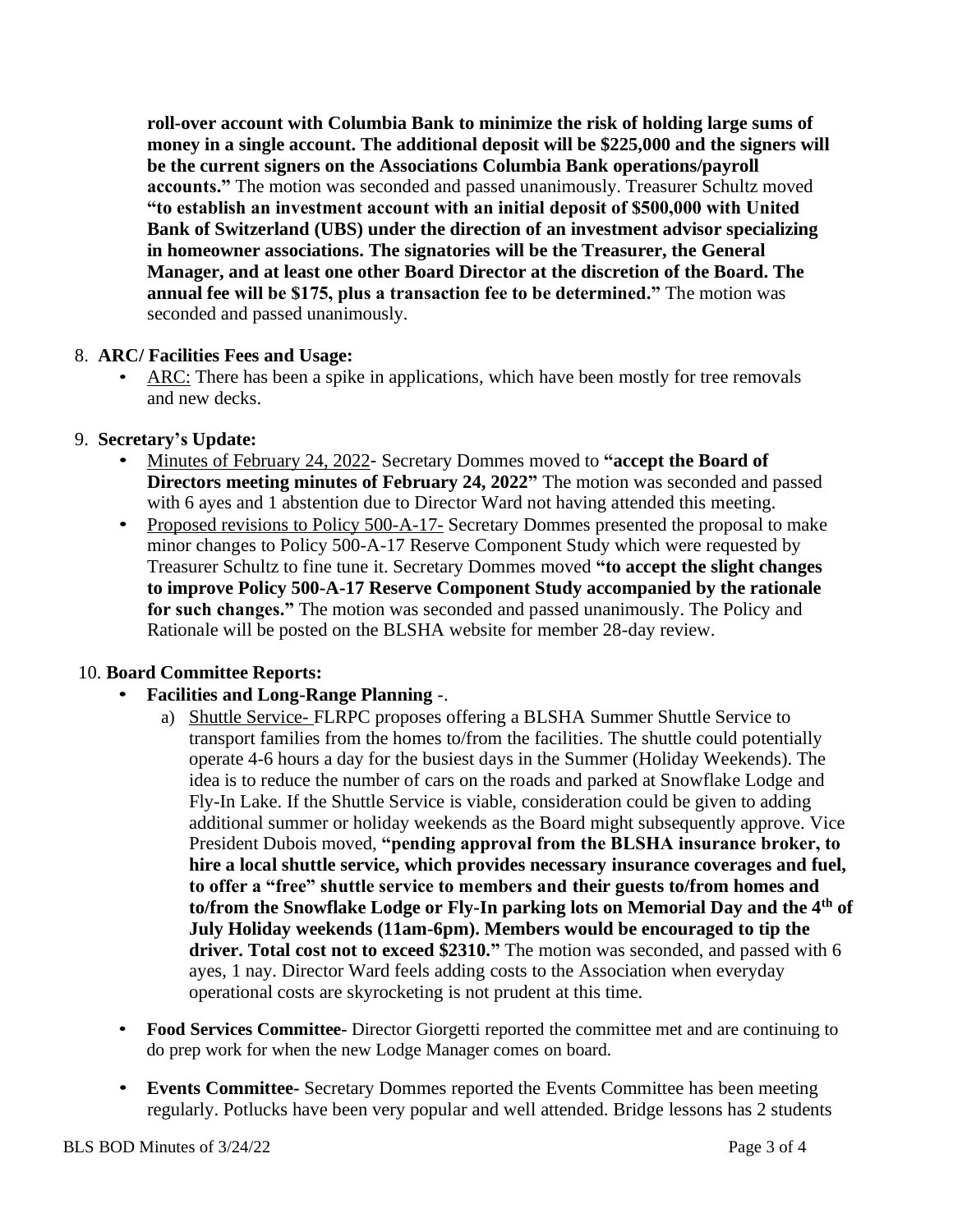**roll-over account with Columbia Bank to minimize the risk of holding large sums of money in a single account. The additional deposit will be $225,000 and the signers will be the current signers on the Associations Columbia Bank operations/payroll accounts."** The motion was seconded and passed unanimously. Treasurer Schultz moved **"to establish an investment account with an initial deposit of $500,000 with United Bank of Switzerland (UBS) under the direction of an investment advisor specializing in homeowner associations. The signatories will be the Treasurer, the General Manager, and at least one other Board Director at the discretion of the Board. The annual fee will be $175, plus a transaction fee to be determined."** The motion was seconded and passed unanimously.

8. **ARC/ Facilities Fees and Usage:**
   - ARC: There has been a spike in applications, which have been mostly for tree removals and new decks.

9. **Secretary's Update:**
   - Minutes of February 24, 2022- Secretary Dommes moved to **"accept the Board of Directors meeting minutes of February 24, 2022"** The motion was seconded and passed with 6 ayes and 1 abstention due to Director Ward not having attended this meeting.
   - Proposed revisions to Policy 500-A-17- Secretary Dommes presented the proposal to make minor changes to Policy 500-A-17 Reserve Component Study which were requested by Treasurer Schultz to fine tune it. Secretary Dommes moved **"to accept the slight changes to improve Policy 500-A-17 Reserve Component Study accompanied by the rationale for such changes."** The motion was seconded and passed unanimously. The Policy and Rationale will be posted on the BLSHA website for member 28-day review.

10. **Board Committee Reports:**
    - **Facilities and Long-Range Planning** -.
      a) Shuttle Service- FLRPC proposes offering a BLSHA Summer Shuttle Service to transport families from the homes to/from the facilities. The shuttle could potentially operate 4-6 hours a day for the busiest days in the Summer (Holiday Weekends). The idea is to reduce the number of cars on the roads and parked at Snowflake Lodge and Fly-In Lake. If the Shuttle Service is viable, consideration could be given to adding additional summer or holiday weekends as the Board might subsequently approve. Vice President Dubois moved, **"pending approval from the BLSHA insurance broker, to hire a local shuttle service, which provides necessary insurance coverages and fuel, to offer a "free" shuttle service to members and their guests to/from homes and to/from the Snowflake Lodge or Fly-In parking lots on Memorial Day and the 4th of July Holiday weekends (11am-6pm). Members would be encouraged to tip the driver. Total cost not to exceed $2310."** The motion was seconded, and passed with 6 ayes, 1 nay. Director Ward feels adding costs to the Association when everyday operational costs are skyrocketing is not prudent at this time.
    - **Food Services Committee-** Director Giorgetti reported the committee met and are continuing to do prep work for when the new Lodge Manager comes on board.
    - **Events Committee-** Secretary Dommes reported the Events Committee has been meeting regularly. Potlucks have been very popular and well attended. Bridge lessons has 2 students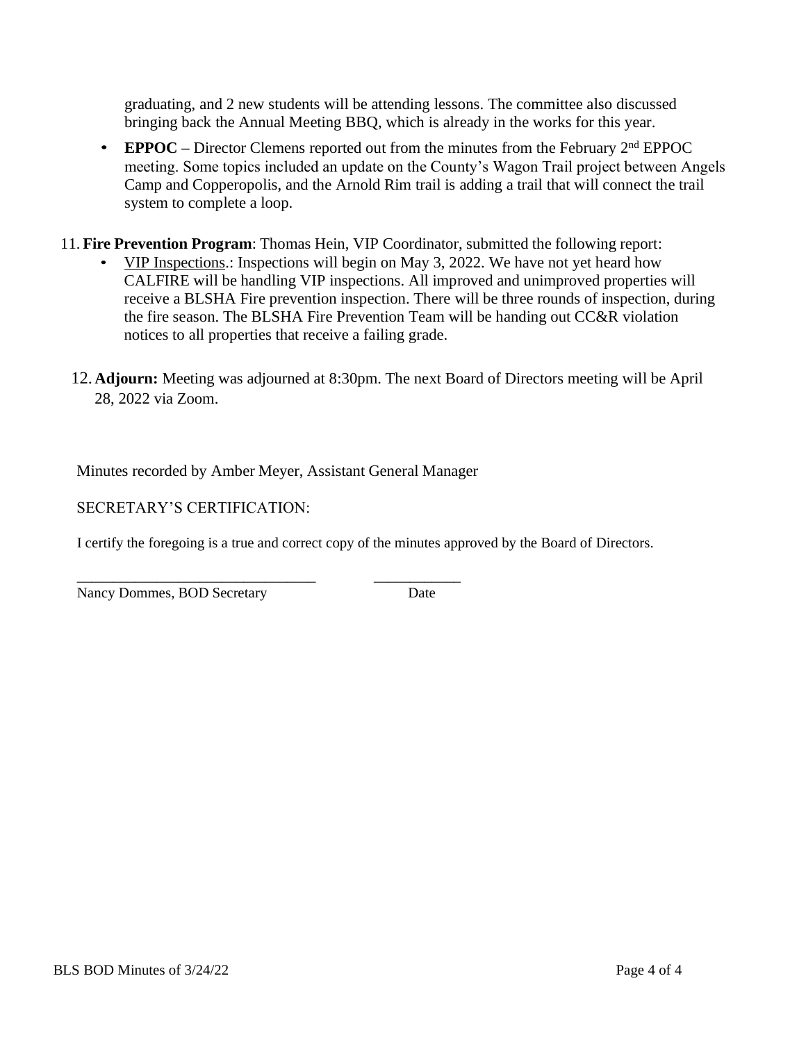graduating, and 2 new students will be attending lessons. The committee also discussed bringing back the Annual Meeting BBQ, which is already in the works for this year.

- **EPPOC –** Director Clemens reported out from the minutes from the February 2nd EPPOC meeting. Some topics included an update on the County's Wagon Trail project between Angels Camp and Copperopolis, and the Arnold Rim trail is adding a trail that will connect the trail system to complete a loop.

11. **Fire Prevention Program**: Thomas Hein, VIP Coordinator, submitted the following report:
    - VIP Inspections.: Inspections will begin on May 3, 2022. We have not yet heard how CALFIRE will be handling VIP inspections. All improved and unimproved properties will receive a BLSHA Fire prevention inspection. There will be three rounds of inspection, during the fire season. The BLSHA Fire Prevention Team will be handing out CC&R violation notices to all properties that receive a failing grade.

12. **Adjourn:** Meeting was adjourned at 8:30pm. The next Board of Directors meeting will be April 28, 2022 via Zoom.

Minutes recorded by Amber Meyer, Assistant General Manager

SECRETARY'S CERTIFICATION:

I certify the foregoing is a true and correct copy of the minutes approved by the Board of Directors.

________________________________ ____________

Nancy Dommes, BOD Secretary Date